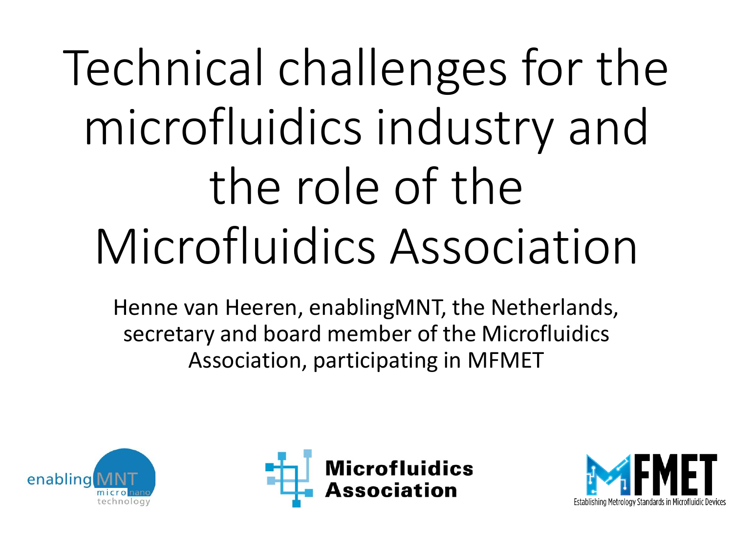# Technical challenges for the microfluidics industry and the role of the Microfluidics Association

Henne van Heeren, enablingMNT, the Netherlands, secretary and board member of the Microfluidics Association, participating in MFMET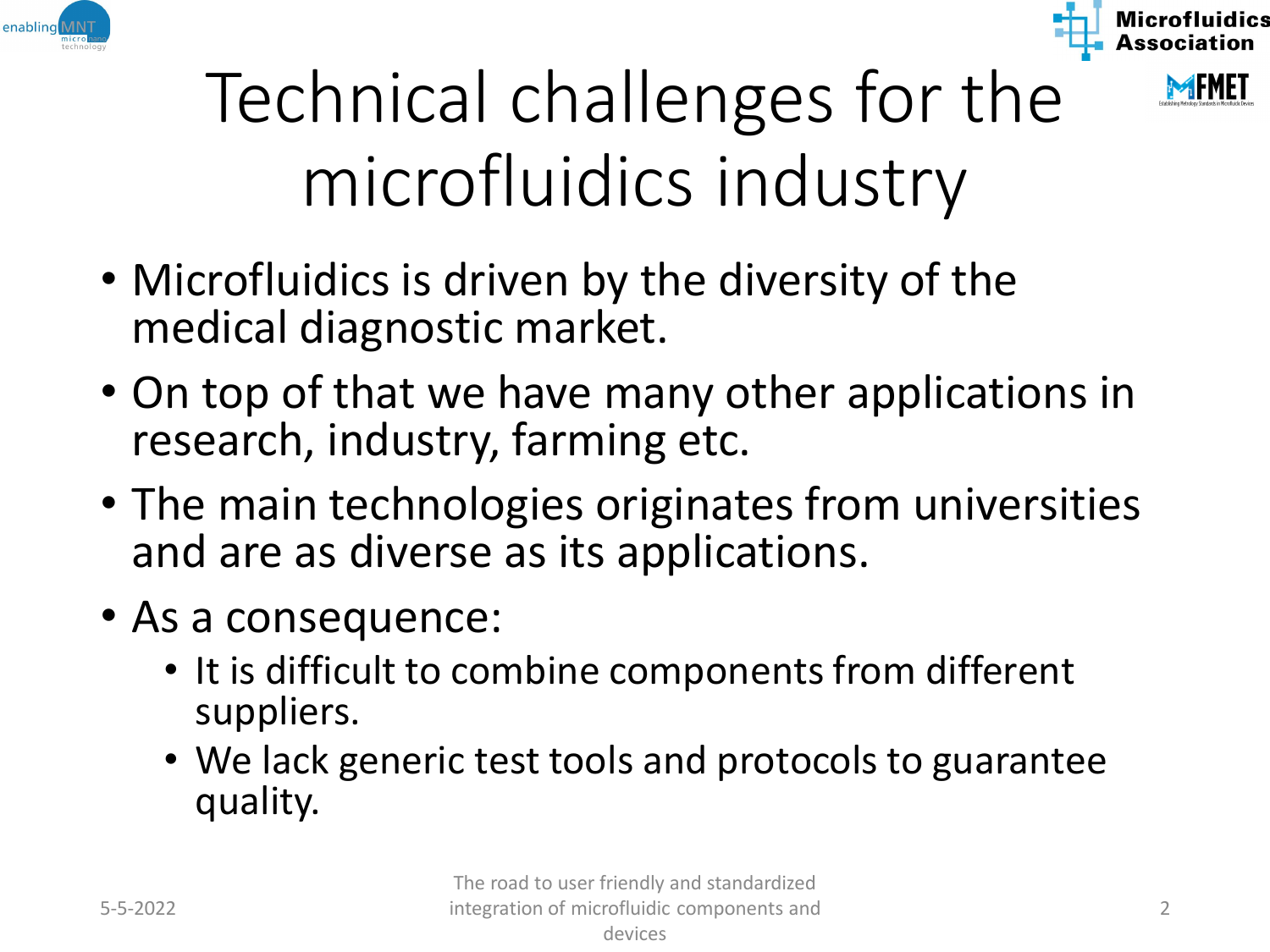# Technical challenges for the microfluidics industry

- Microfluidics is driven by the diversity of the medical diagnostic market.
- On top of that we have many other applications in research, industry, farming etc.
- The main technologies originates from universities and are as diverse as its applications.
- As a consequence:
  - It is difficult to combine components from different suppliers.
  - We lack generic test tools and protocols to guarantee quality.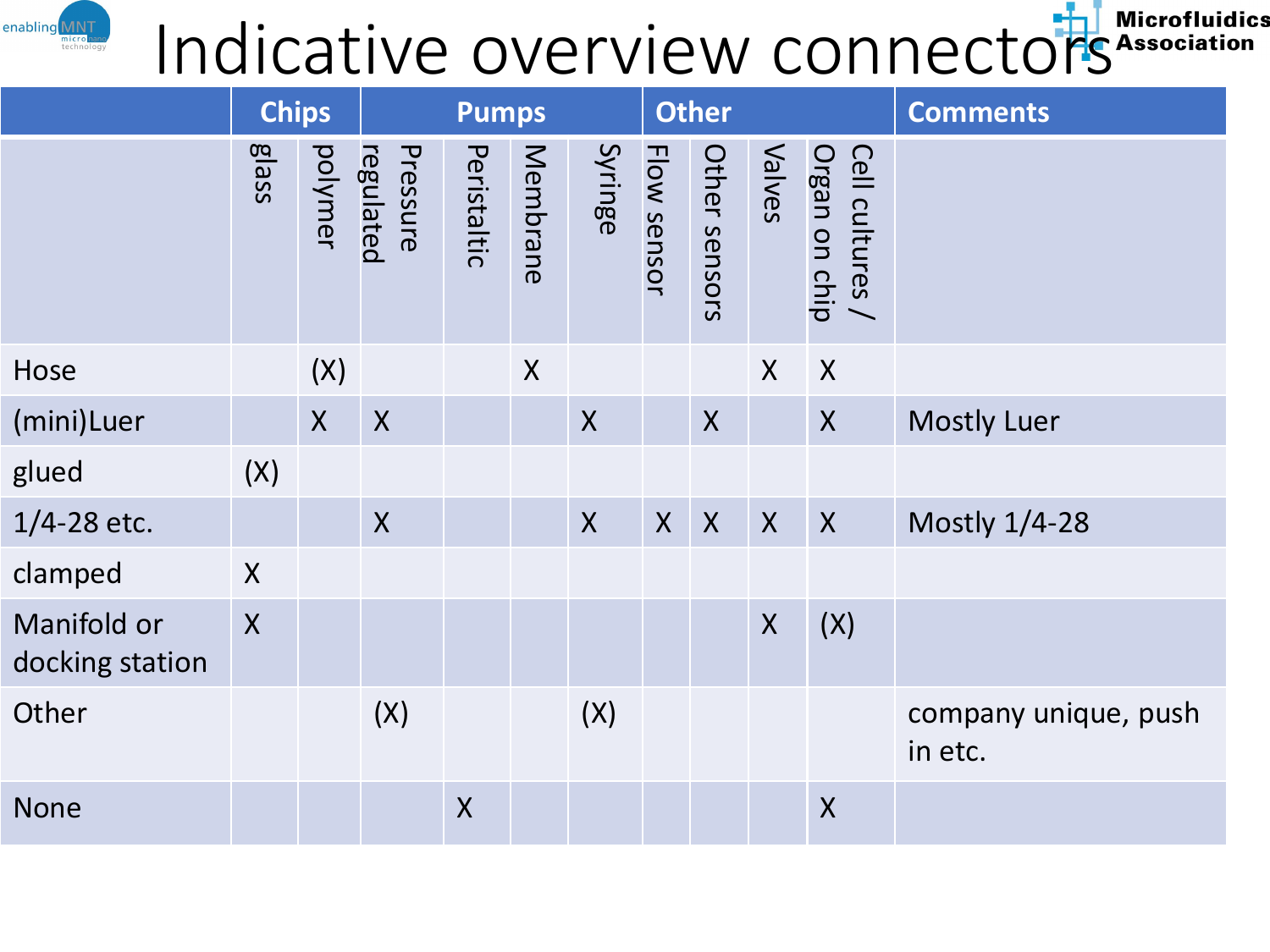# Indicative overview connectors

| | Chips | | Pumps | | | | Other | | | | Comments |
|---|---|---|---|---|---|---|---|---|---|---|---|
| | glass | polymer | Pressure regulated | Peristaltic | Membrane | Syringe | Flow sensor | Other sensors | Valves | Cell cultures / Organ on chip | |
| Hose | | (X) | | | X | | | | X | X | |
| (mini)Luer | | X | X | | | X | | X | | X | Mostly Luer |
| glued | (X) | | | | | | | | | | |
| 1/4-28 etc. | | | X | | | X | X | X | X | X | Mostly 1/4-28 |
| clamped | X | | | | | | | | | | |
| Manifold or docking station | X | | | | | | | | X | (X) | |
| Other | | | (X) | | | (X) | | | | | company unique, push in etc. |
| None | | | | X | | | | | | X | |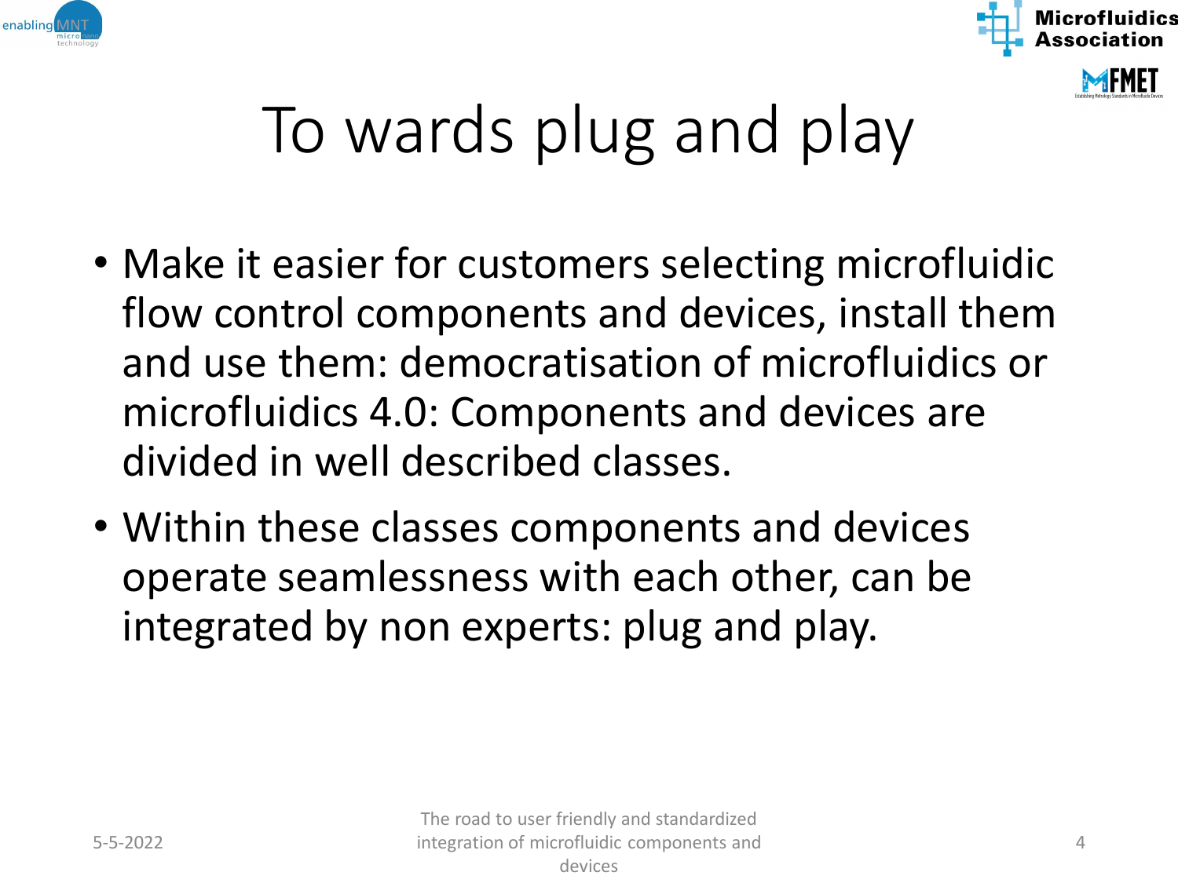# To wards plug and play

- Make it easier for customers selecting microfluidic flow control components and devices, install them and use them: democratisation of microfluidics or microfluidics 4.0: Components and devices are divided in well described classes.
- Within these classes components and devices operate seamlessness with each other, can be integrated by non experts: plug and play.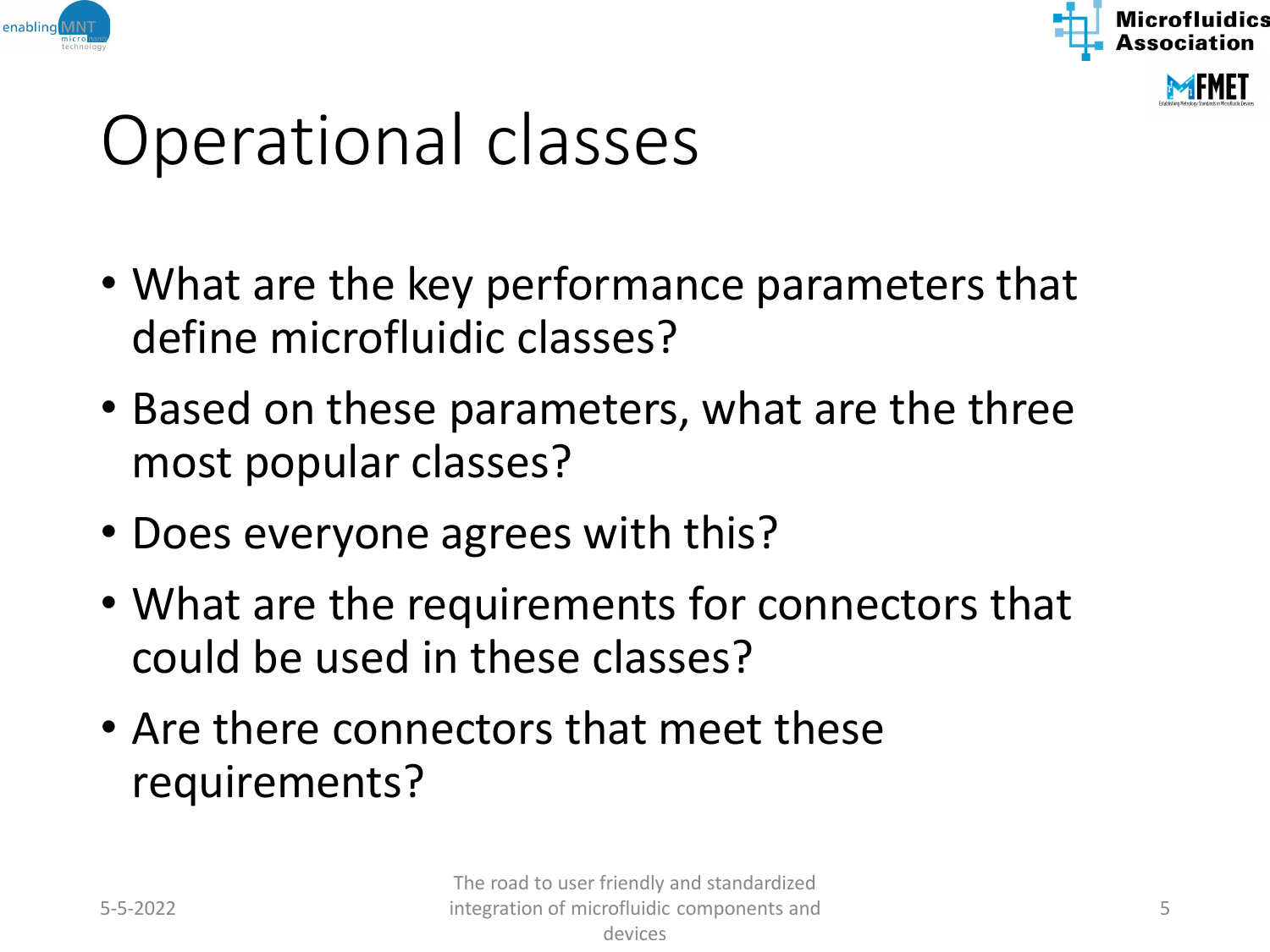# Operational classes

- What are the key performance parameters that define microfluidic classes?
- Based on these parameters, what are the three most popular classes?
- Does everyone agrees with this?
- What are the requirements for connectors that could be used in these classes?
- Are there connectors that meet these requirements?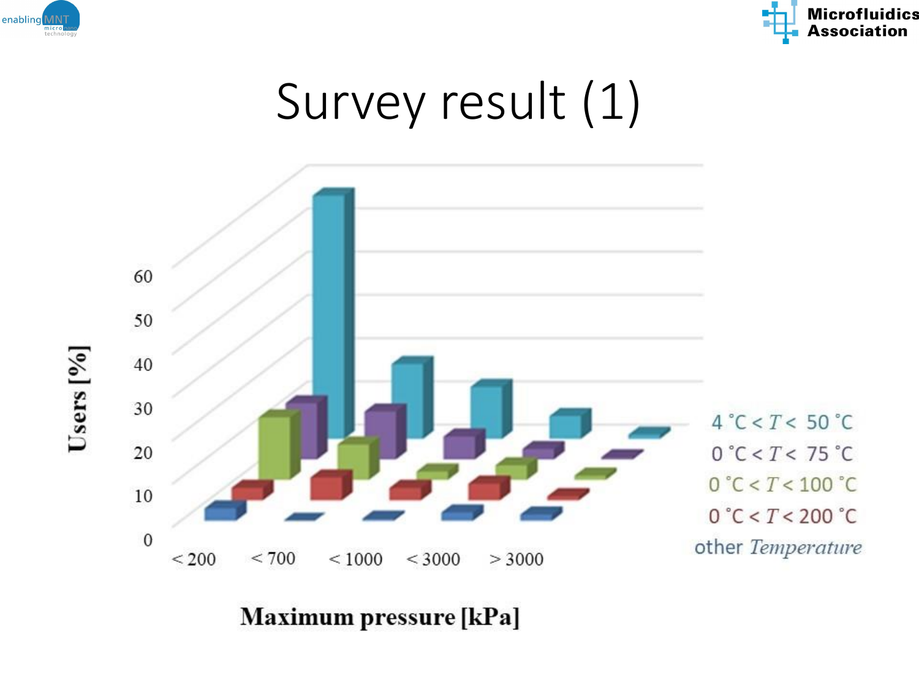# Survey result (1)

Users [%]

60
50
40
30
20
10
0

< 200 &nbsp; < 700 &nbsp; < 1000 &nbsp; < 3000 &nbsp; > 3000

**Maximum pressure [kPa]**

4 °C < $T$ < 50 °C
0 °C < $T$ < 75 °C
0 °C < $T$ < 100 °C
0 °C < $T$ < 200 °C
other *Temperature*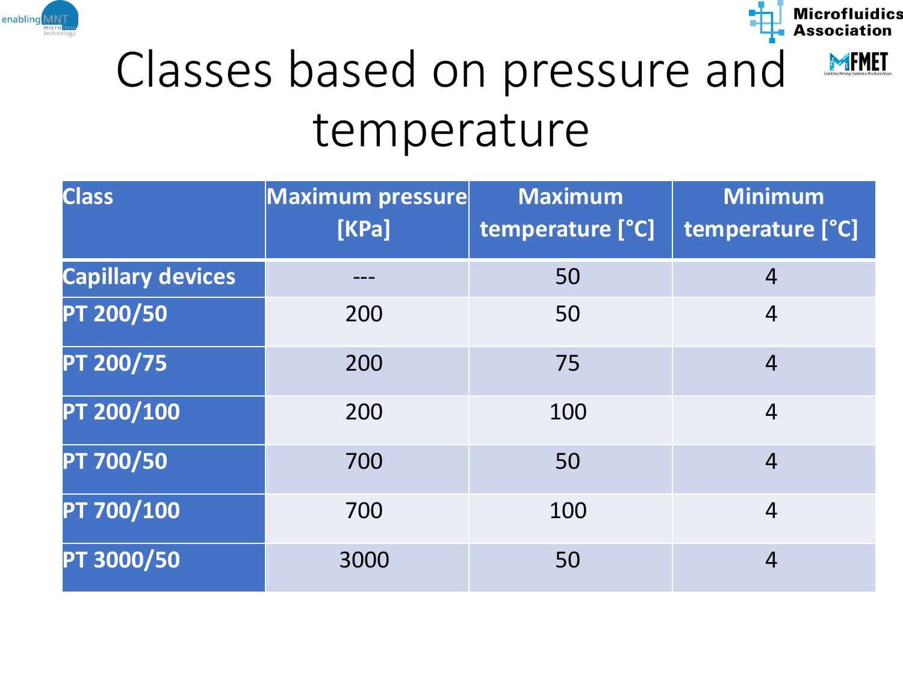# Classes based on pressure and temperature

| Class | Maximum pressure [KPa] | Maximum temperature [°C] | Minimum temperature [°C] |
|---|---|---|---|
| Capillary devices | --- | 50 | 4 |
| PT 200/50 | 200 | 50 | 4 |
| PT 200/75 | 200 | 75 | 4 |
| PT 200/100 | 200 | 100 | 4 |
| PT 700/50 | 700 | 50 | 4 |
| PT 700/100 | 700 | 100 | 4 |
| PT 3000/50 | 3000 | 50 | 4 |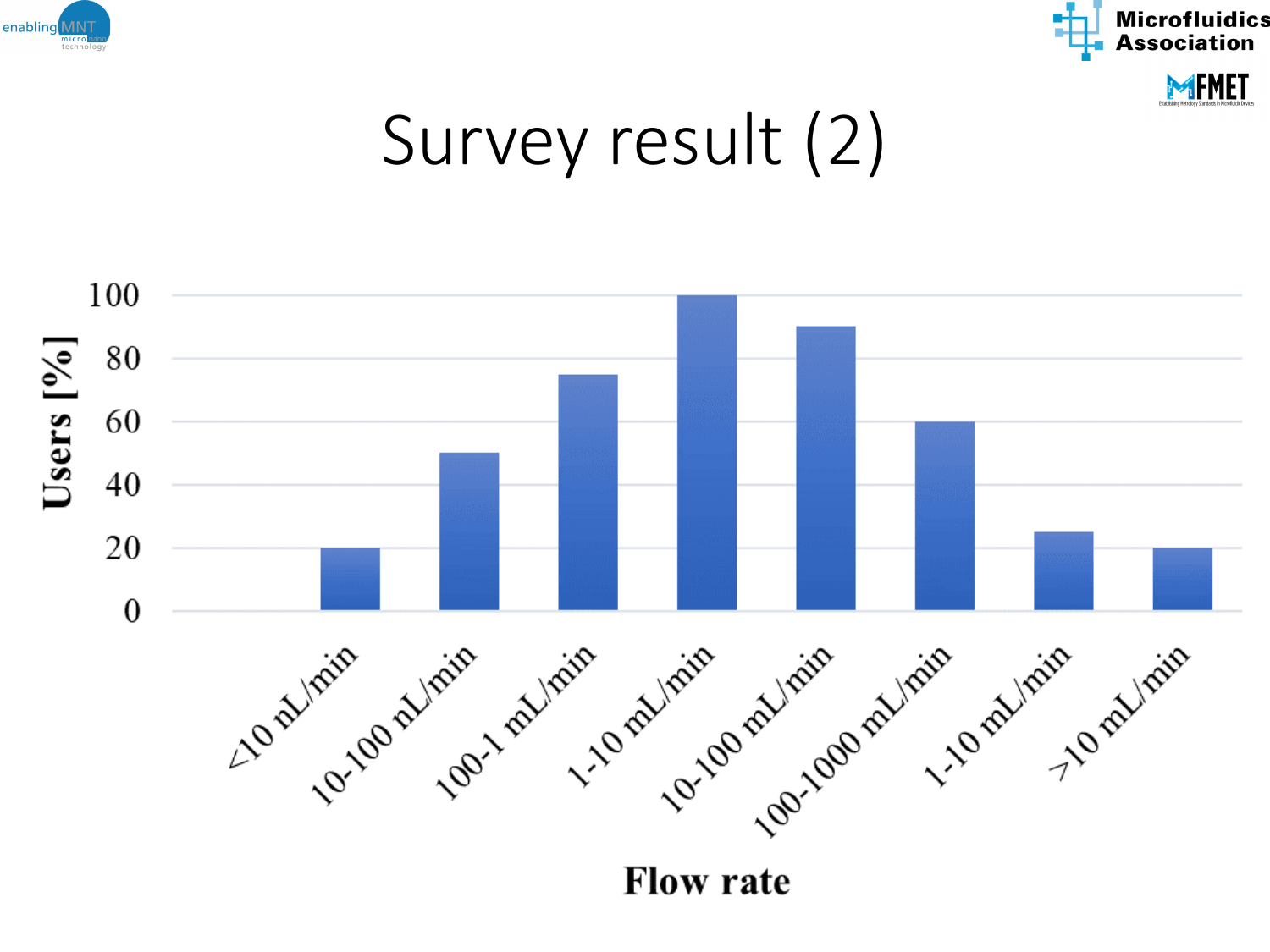# Survey result (2)

| Flow rate | Users [%] |
|---|---|
| <10 nL/min | 20 |
| 10-100 nL/min | 50 |
| 100-1 mL/min | 75 |
| 1-10 mL/min | 100 |
| 10-100 mL/min | 90 |
| 100-1000 mL/min | 60 |
| 1-10 mL/min | 25 |
| >10 mL/min | 20 |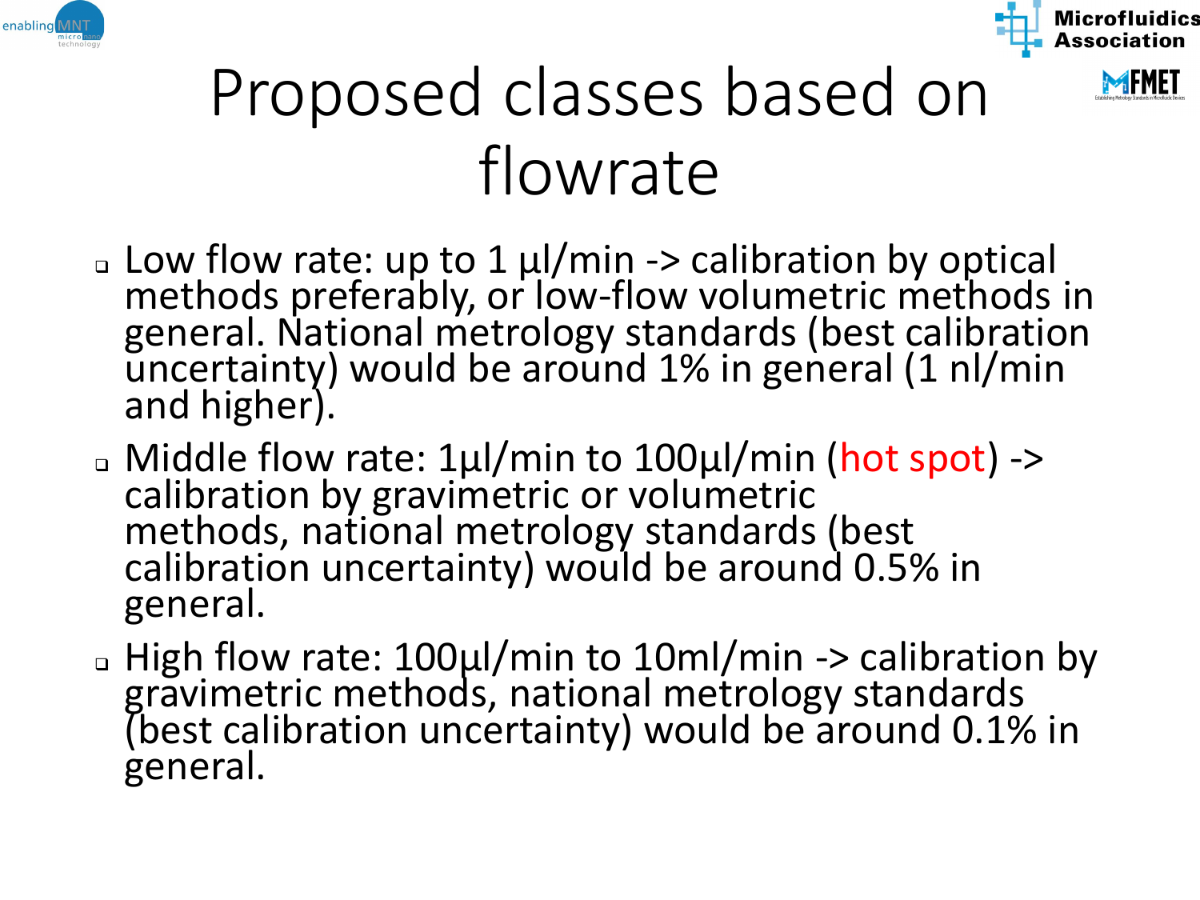# Proposed classes based on flowrate

- Low flow rate: up to 1 µl/min -> calibration by optical methods preferably, or low-flow volumetric methods in general. National metrology standards (best calibration uncertainty) would be around 1% in general (1 nl/min and higher).
- Middle flow rate: 1µl/min to 100µl/min (hot spot) -> calibration by gravimetric or volumetric methods, national metrology standards (best calibration uncertainty) would be around 0.5% in general.
- High flow rate: 100µl/min to 10ml/min -> calibration by gravimetric methods, national metrology standards (best calibration uncertainty) would be around 0.1% in general.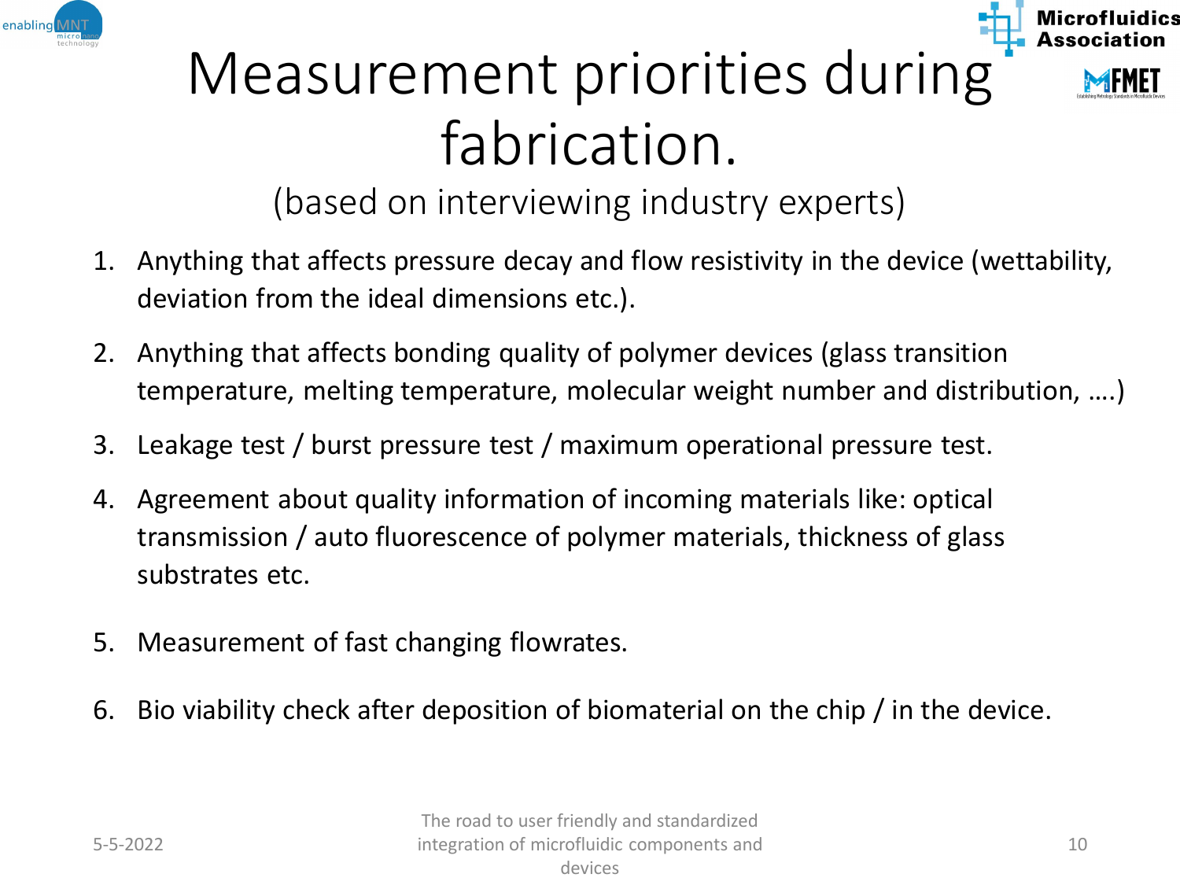# Measurement priorities during fabrication.

(based on interviewing industry experts)

1. Anything that affects pressure decay and flow resistivity in the device (wettability, deviation from the ideal dimensions etc.).
2. Anything that affects bonding quality of polymer devices (glass transition temperature, melting temperature, molecular weight number and distribution, ….)
3. Leakage test / burst pressure test / maximum operational pressure test.
4. Agreement about quality information of incoming materials like: optical transmission / auto fluorescence of polymer materials, thickness of glass substrates etc.
5. Measurement of fast changing flowrates.
6. Bio viability check after deposition of biomaterial on the chip / in the device.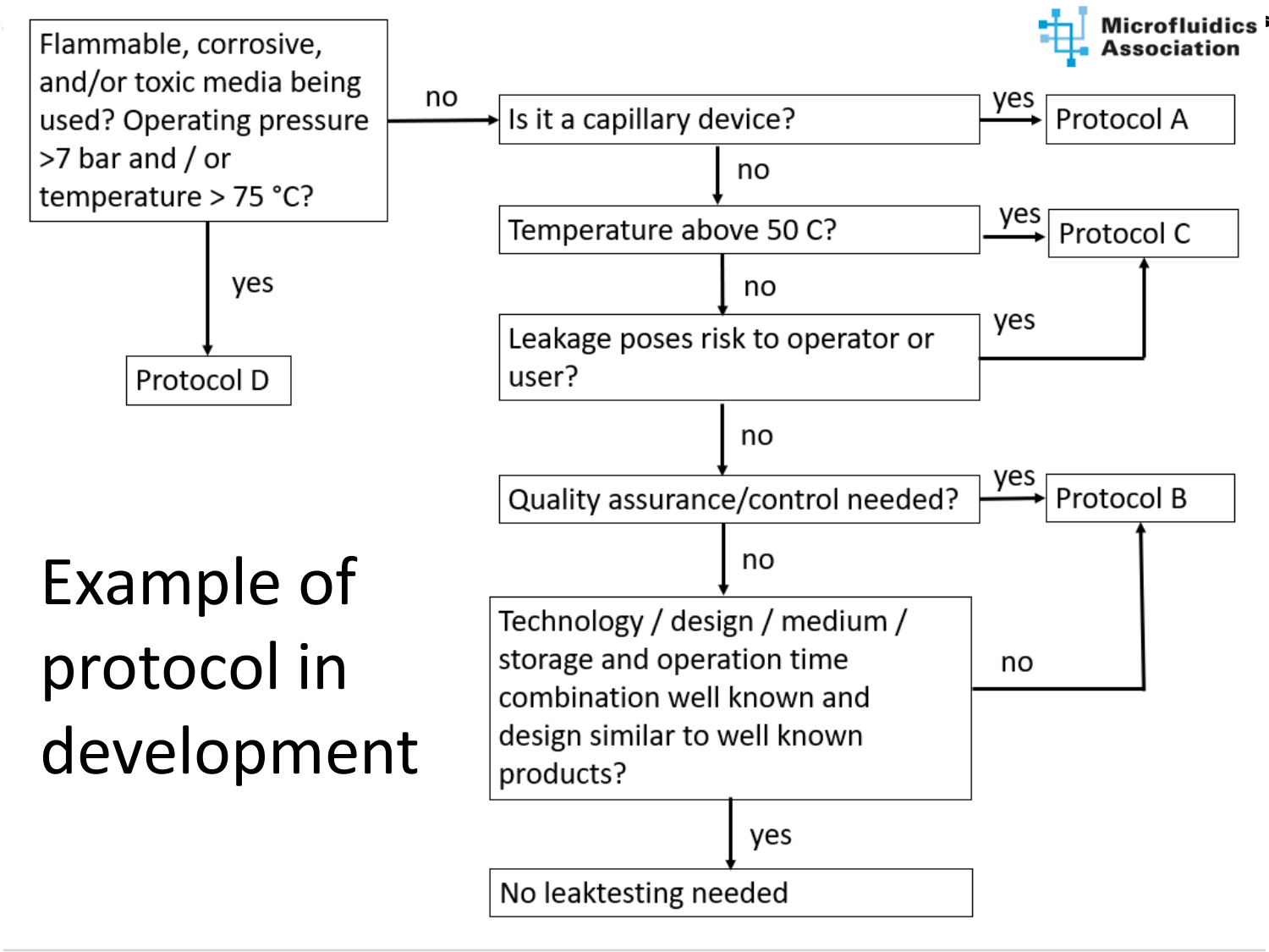# Example of protocol in development

- **Flammable, corrosive, and/or toxic media being used? Operating pressure >7 bar and / or temperature > 75 °C?**
  - yes → Protocol D
  - no → **Is it a capillary device?**
    - yes → Protocol A
    - no → **Temperature above 50 C?**
      - yes → Protocol C
      - no → **Leakage poses risk to operator or user?**
        - yes → Protocol C
        - no → **Quality assurance/control needed?**
          - yes → Protocol B
          - no → **Technology / design / medium / storage and operation time combination well known and design similar to well known products?**
            - no → Protocol B
            - yes → No leaktesting needed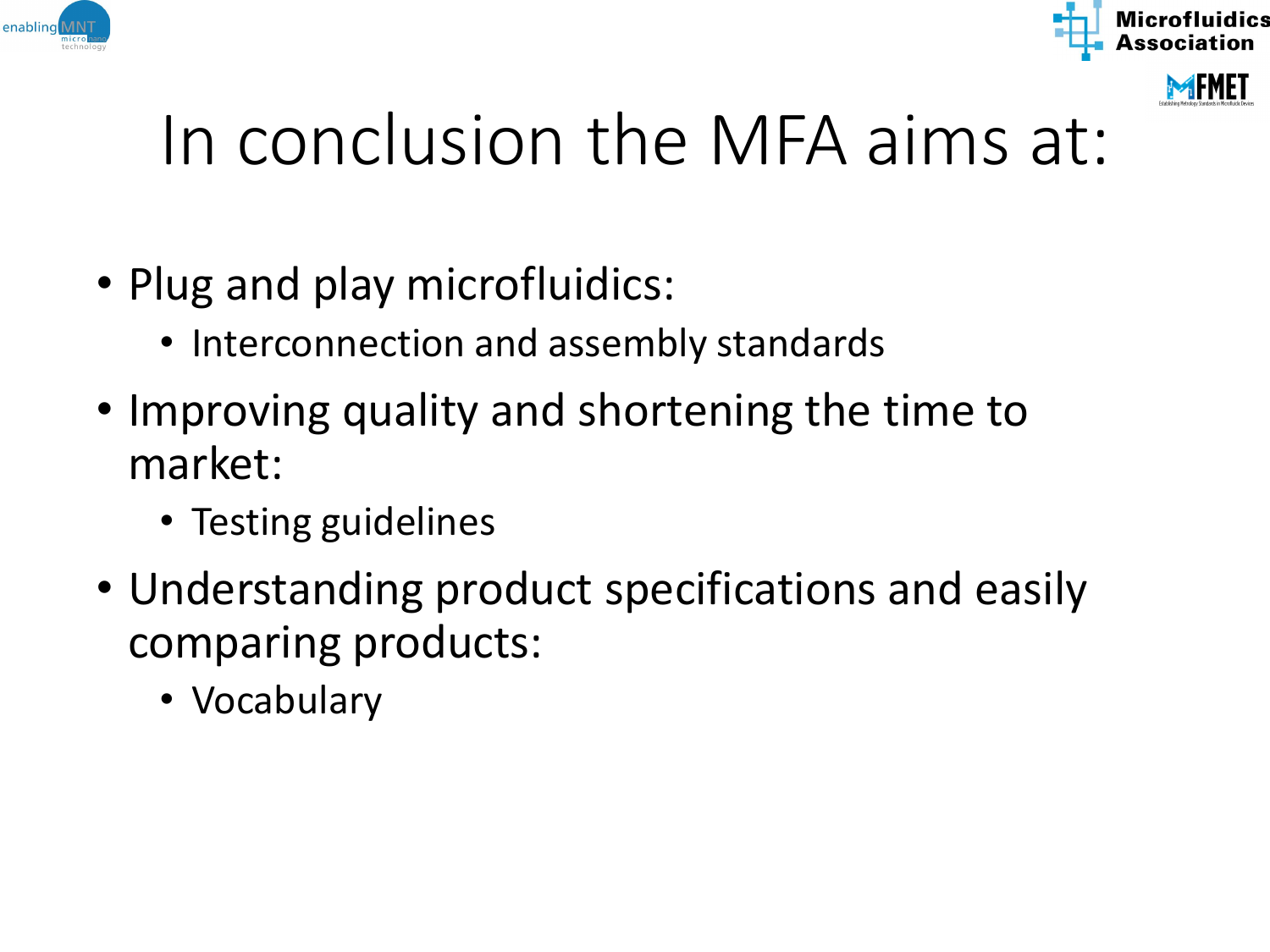# In conclusion the MFA aims at:

- Plug and play microfluidics:
  - Interconnection and assembly standards
- Improving quality and shortening the time to market:
  - Testing guidelines
- Understanding product specifications and easily comparing products:
  - Vocabulary